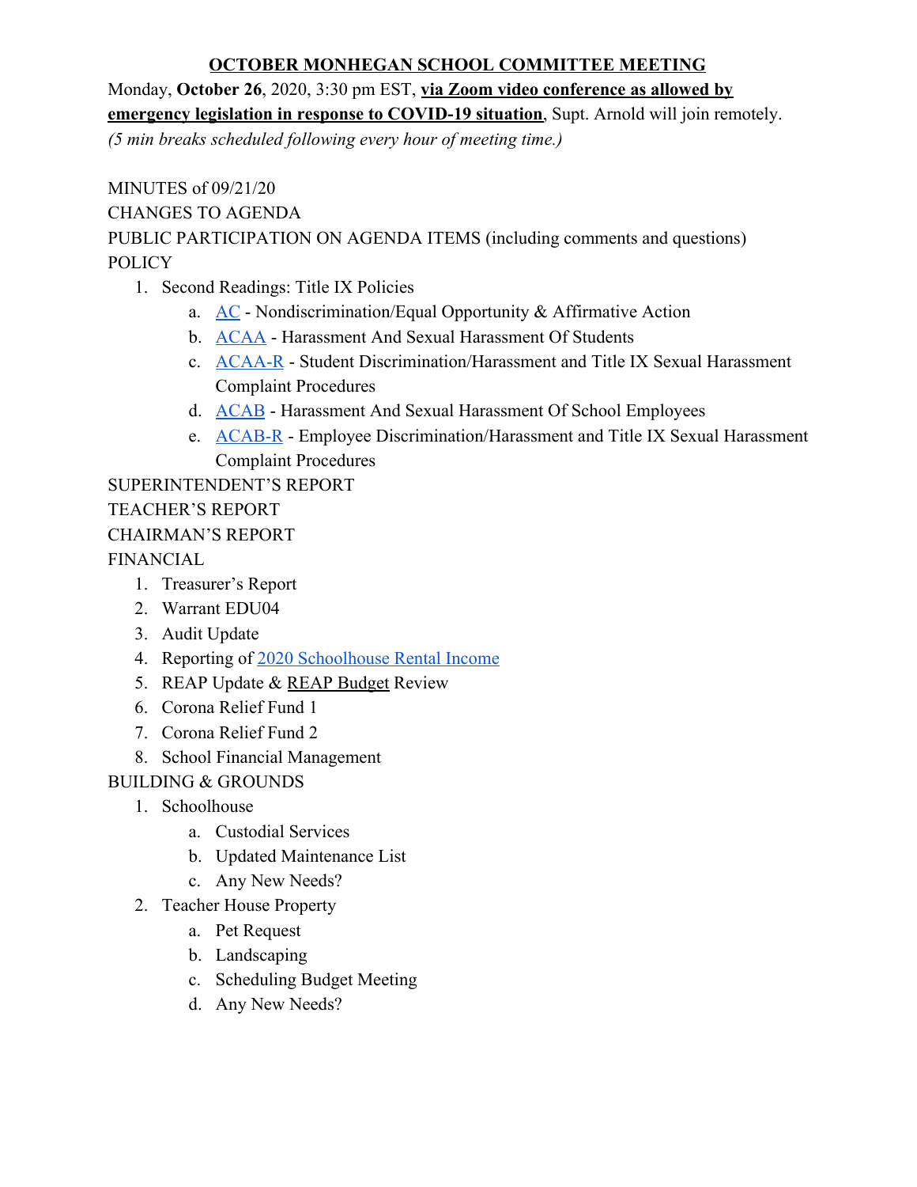# OCTOBER MONHEGAN SCHOOL COMMITTEE MEETING

Monday, **October 26**, 2020, 3:30 pm EST, **via Zoom video conference as allowed by emergency legislation in response to COVID-19 situation**, Supt. Arnold will join remotely.
*(5 min breaks scheduled following every hour of meeting time.)*

MINUTES of 09/21/20
CHANGES TO AGENDA
PUBLIC PARTICIPATION ON AGENDA ITEMS (including comments and questions)
POLICY

1. Second Readings: Title IX Policies
   a. AC - Nondiscrimination/Equal Opportunity & Affirmative Action
   b. ACAA - Harassment And Sexual Harassment Of Students
   c. ACAA-R - Student Discrimination/Harassment and Title IX Sexual Harassment Complaint Procedures
   d. ACAB - Harassment And Sexual Harassment Of School Employees
   e. ACAB-R - Employee Discrimination/Harassment and Title IX Sexual Harassment Complaint Procedures

SUPERINTENDENT'S REPORT
TEACHER'S REPORT
CHAIRMAN'S REPORT
FINANCIAL

1. Treasurer's Report
2. Warrant EDU04
3. Audit Update
4. Reporting of 2020 Schoolhouse Rental Income
5. REAP Update & REAP Budget Review
6. Corona Relief Fund 1
7. Corona Relief Fund 2
8. School Financial Management

BUILDING & GROUNDS

1. Schoolhouse
   a. Custodial Services
   b. Updated Maintenance List
   c. Any New Needs?
2. Teacher House Property
   a. Pet Request
   b. Landscaping
   c. Scheduling Budget Meeting
   d. Any New Needs?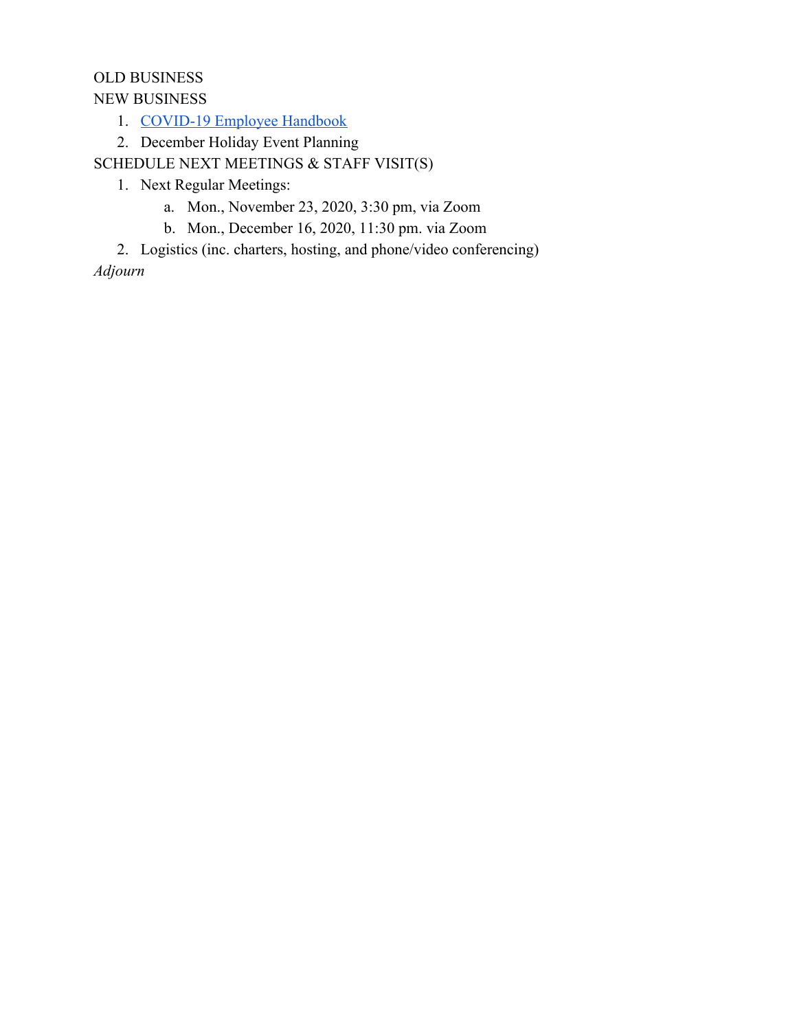OLD BUSINESS

NEW BUSINESS

1. COVID-19 Employee Handbook
2. December Holiday Event Planning

SCHEDULE NEXT MEETINGS & STAFF VISIT(S)

1. Next Regular Meetings:
   a. Mon., November 23, 2020, 3:30 pm, via Zoom
   b. Mon., December 16, 2020, 11:30 pm. via Zoom
2. Logistics (inc. charters, hosting, and phone/video conferencing)

*Adjourn*